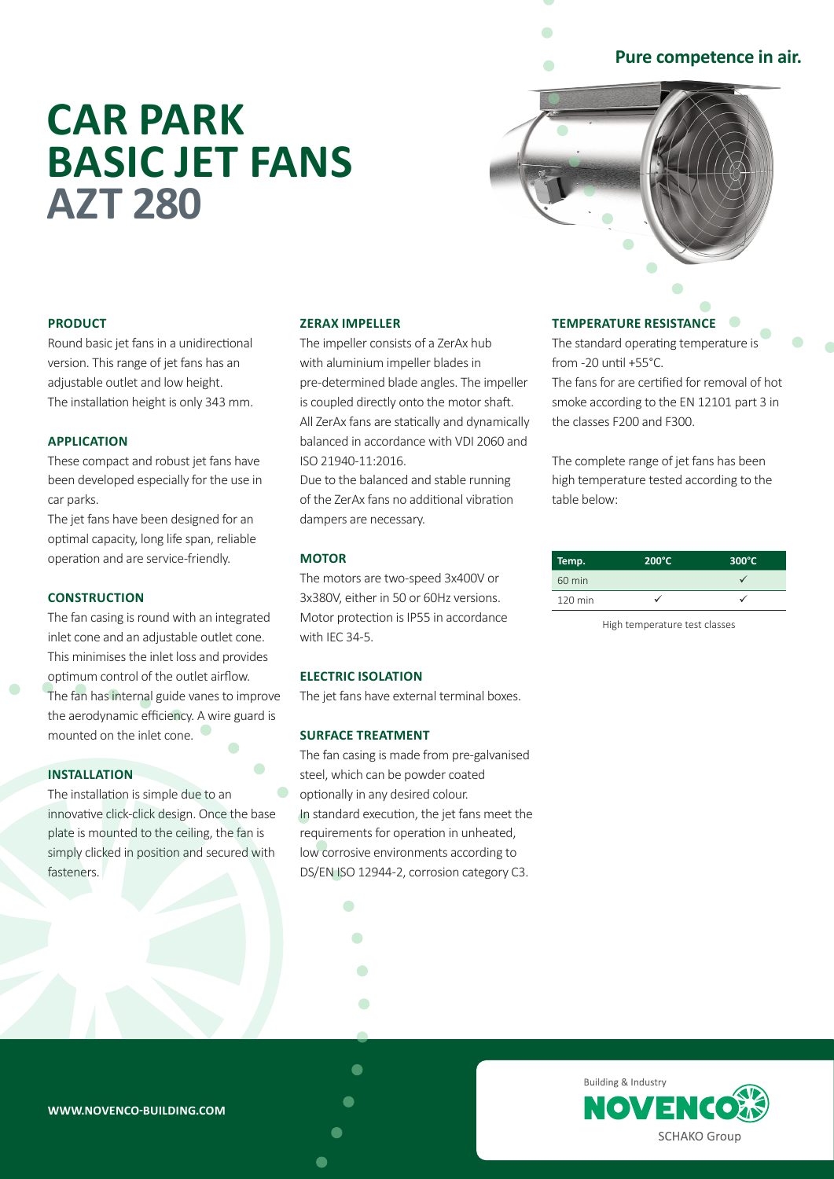Pure competence in air.

# CAR PARK BASIC JET FANS AZT 280

### PRODUCT

Round basic jet fans in a unidirectional version. This range of jet fans has an adjustable outlet and low height. The installation height is only 343 mm.

### APPLICATION

These compact and robust jet fans have been developed especially for the use in car parks.

The jet fans have been designed for an optimal capacity, long life span, reliable operation and are service-friendly.

### CONSTRUCTION

The fan casing is round with an integrated inlet cone and an adjustable outlet cone. This minimises the inlet loss and provides optimum control of the outlet airflow. The fan has internal guide vanes to improve the aerodynamic efficiency. A wire guard is mounted on the inlet cone.

### INSTALLATION

The installation is simple due to an innovative click-click design. Once the base plate is mounted to the ceiling, the fan is simply clicked in position and secured with fasteners.

### ZERAX IMPELLER

The impeller consists of a ZerAx hub with aluminium impeller blades in pre-determined blade angles. The impeller is coupled directly onto the motor shaft. All ZerAx fans are statically and dynamically balanced in accordance with VDI 2060 and ISO 21940-11:2016.

Due to the balanced and stable running of the ZerAx fans no additional vibration dampers are necessary.

### MOTOR

The motors are two-speed 3x400V or 3x380V, either in 50 or 60Hz versions. Motor protection is IP55 in accordance with IEC 34-5.

### ELECTRIC ISOLATION

The jet fans have external terminal boxes.

### SURFACE TREATMENT

The fan casing is made from pre-galvanised steel, which can be powder coated optionally in any desired colour.

In standard execution, the jet fans meet the requirements for operation in unheated, low corrosive environments according to DS/EN ISO 12944-2, corrosion category C3.

### TEMPERATURE RESISTANCE

The standard operating temperature is from -20 until +55°C.

The fans for are certified for removal of hot smoke according to the EN 12101 part 3 in the classes F200 and F300.

The complete range of jet fans has been high temperature tested according to the table below:

| Temp. | 200°C | 300°C |
|---|---|---|
| 60 min | | ✓ |
| 120 min | ✓ | ✓ |

High temperature test classes

WWW.NOVENCO-BUILDING.COM

Building & Industry NOVENCO SCHAKO Group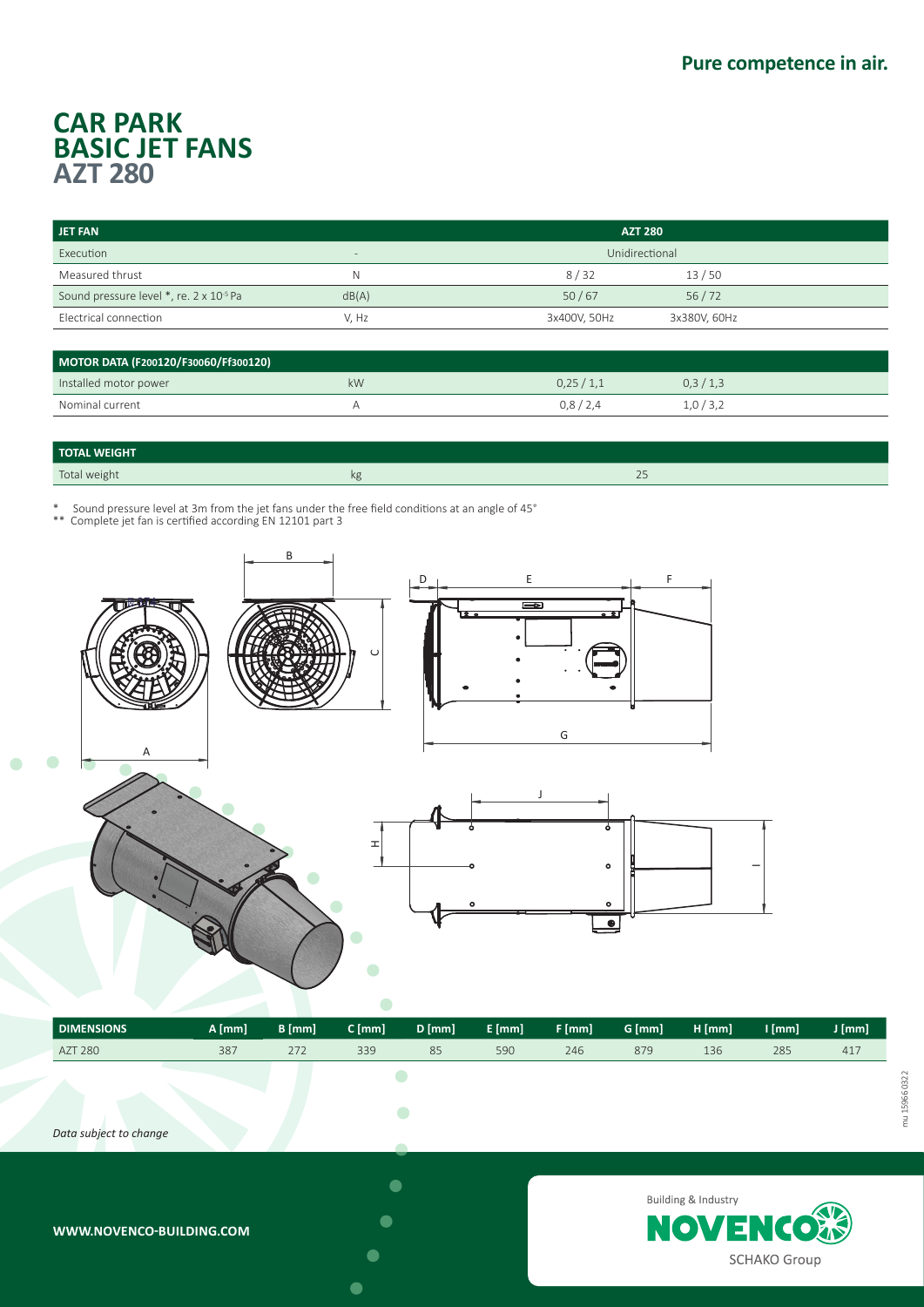Pure competence in air.

# CAR PARK BASIC JET FANS AZT 280

| JET FAN | | AZT 280 | |
|---|---|---|---|
| Execution | - | Unidirectional | |
| Measured thrust | N | 8 / 32 | 13 / 50 |
| Sound pressure level *, re. 2 x $10^{-5}$ Pa | dB(A) | 50 / 67 | 56 / 72 |
| Electrical connection | V, Hz | 3x400V, 50Hz | 3x380V, 60Hz |

| MOTOR DATA (F200120/F30060/Ff300120) | | | |
|---|---|---|---|
| Installed motor power | kW | 0,25 / 1,1 | 0,3 / 1,3 |
| Nominal current | A | 0,8 / 2,4 | 1,0 / 3,2 |

| TOTAL WEIGHT | | |
|---|---|---|
| Total weight | kg | 25 |

\* Sound pressure level at 3m from the jet fans under the free field conditions at an angle of 45°
\*\* Complete jet fan is certified according EN 12101 part 3

| DIMENSIONS | A [mm] | B [mm] | C [mm] | D [mm] | E [mm] | F [mm] | G [mm] | H [mm] | I [mm] | J [mm] |
|---|---|---|---|---|---|---|---|---|---|---|
| AZT 280 | 387 | 272 | 339 | 85 | 590 | 246 | 879 | 136 | 285 | 417 |

*Data subject to change*

WWW.NOVENCO-BUILDING.COM

Building & Industry NOVENCO SCHAKO Group